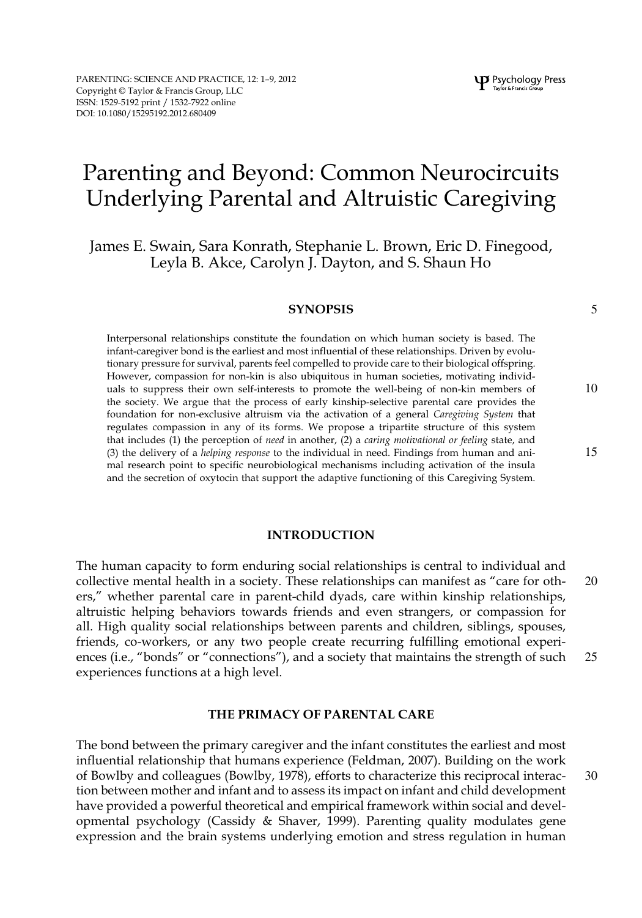# Parenting and Beyond: Common Neurocircuits Underlying Parental and Altruistic Caregiving

James E. Swain, Sara Konrath, Stephanie L. Brown, Eric D. Finegood, Leyla B. Akce, Carolyn J. Dayton, and S. Shaun Ho

## SYNOPSIS

Interpersonal relationships constitute the foundation on which human society is based. The infant-caregiver bond is the earliest and most influential of these relationships. Driven by evolutionary pressure for survival, parents feel compelled to provide care to their biological offspring. However, compassion for non-kin is also ubiquitous in human societies, motivating individuals to suppress their own self-interests to promote the well-being of non-kin members of the society. We argue that the process of early kinship-selective parental care provides the foundation for non-exclusive altruism via the activation of a general *Caregiving System* that regulates compassion in any of its forms. We propose a tripartite structure of this system that includes (1) the perception of *need* in another, (2) a *caring motivational or feeling* state, and (3) the delivery of a *helping response* to the individual in need. Findings from human and animal research point to specific neurobiological mechanisms including activation of the insula and the secretion of oxytocin that support the adaptive functioning of this Caregiving System.

## INTRODUCTION

The human capacity to form enduring social relationships is central to individual and collective mental health in a society. These relationships can manifest as "care for others," whether parental care in parent-child dyads, care within kinship relationships, altruistic helping behaviors towards friends and even strangers, or compassion for all. High quality social relationships between parents and children, siblings, spouses, friends, co-workers, or any two people create recurring fulfilling emotional experiences (i.e., "bonds" or "connections"), and a society that maintains the strength of such experiences functions at a high level.

## THE PRIMACY OF PARENTAL CARE

The bond between the primary caregiver and the infant constitutes the earliest and most influential relationship that humans experience (Feldman, 2007). Building on the work of Bowlby and colleagues (Bowlby, 1978), efforts to characterize this reciprocal interaction between mother and infant and to assess its impact on infant and child development have provided a powerful theoretical and empirical framework within social and developmental psychology (Cassidy & Shaver, 1999). Parenting quality modulates gene expression and the brain systems underlying emotion and stress regulation in human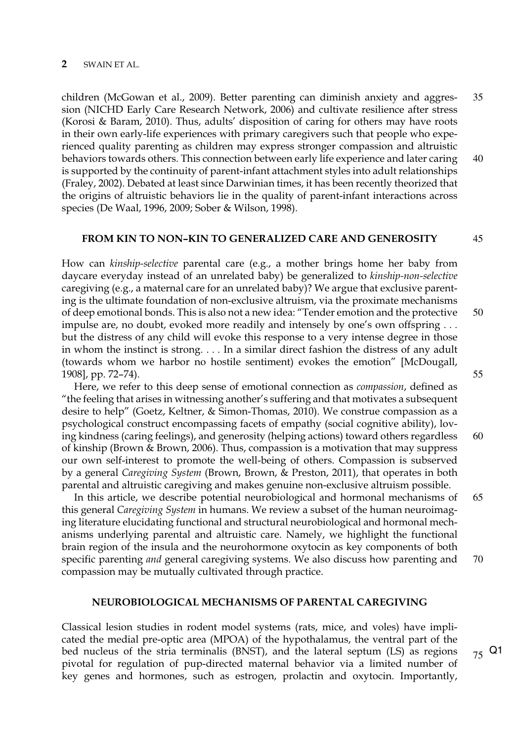children (McGowan et al., 2009). Better parenting can diminish anxiety and aggression (NICHD Early Care Research Network, 2006) and cultivate resilience after stress (Korosi & Baram, 2010). Thus, adults' disposition of caring for others may have roots in their own early-life experiences with primary caregivers such that people who experienced quality parenting as children may express stronger compassion and altruistic behaviors towards others. This connection between early life experience and later caring is supported by the continuity of parent-infant attachment styles into adult relationships (Fraley, 2002). Debated at least since Darwinian times, it has been recently theorized that the origins of altruistic behaviors lie in the quality of parent-infant interactions across species (De Waal, 1996, 2009; Sober & Wilson, 1998).

## FROM KIN TO NON–KIN TO GENERALIZED CARE AND GENEROSITY

How can *kinship-selective* parental care (e.g., a mother brings home her baby from daycare everyday instead of an unrelated baby) be generalized to *kinship-non-selective* caregiving (e.g., a maternal care for an unrelated baby)? We argue that exclusive parenting is the ultimate foundation of non-exclusive altruism, via the proximate mechanisms of deep emotional bonds. This is also not a new idea: "Tender emotion and the protective impulse are, no doubt, evoked more readily and intensely by one's own offspring . . . but the distress of any child will evoke this response to a very intense degree in those in whom the instinct is strong. . . . In a similar direct fashion the distress of any adult (towards whom we harbor no hostile sentiment) evokes the emotion" [McDougall, 1908], pp. 72–74).

Here, we refer to this deep sense of emotional connection as *compassion*, defined as "the feeling that arises in witnessing another's suffering and that motivates a subsequent desire to help" (Goetz, Keltner, & Simon-Thomas, 2010). We construe compassion as a psychological construct encompassing facets of empathy (social cognitive ability), loving kindness (caring feelings), and generosity (helping actions) toward others regardless of kinship (Brown & Brown, 2006). Thus, compassion is a motivation that may suppress our own self-interest to promote the well-being of others. Compassion is subserved by a general *Caregiving System* (Brown, Brown, & Preston, 2011), that operates in both parental and altruistic caregiving and makes genuine non-exclusive altruism possible.

In this article, we describe potential neurobiological and hormonal mechanisms of this general *Caregiving System* in humans. We review a subset of the human neuroimaging literature elucidating functional and structural neurobiological and hormonal mechanisms underlying parental and altruistic care. Namely, we highlight the functional brain region of the insula and the neurohormone oxytocin as key components of both specific parenting *and* general caregiving systems. We also discuss how parenting and compassion may be mutually cultivated through practice.

## NEUROBIOLOGICAL MECHANISMS OF PARENTAL CAREGIVING

Classical lesion studies in rodent model systems (rats, mice, and voles) have implicated the medial pre-optic area (MPOA) of the hypothalamus, the ventral part of the bed nucleus of the stria terminalis (BNST), and the lateral septum (LS) as regions pivotal for regulation of pup-directed maternal behavior via a limited number of key genes and hormones, such as estrogen, prolactin and oxytocin. Importantly,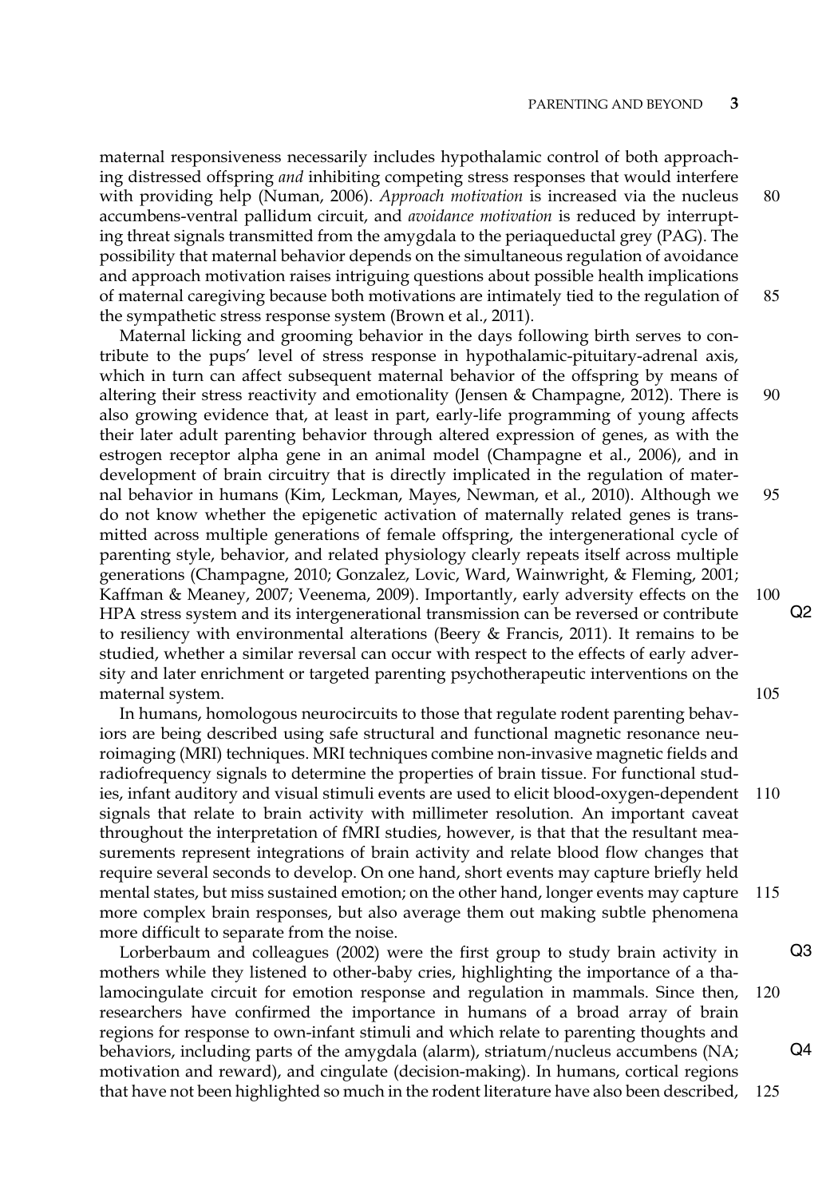maternal responsiveness necessarily includes hypothalamic control of both approaching distressed offspring *and* inhibiting competing stress responses that would interfere with providing help (Numan, 2006). *Approach motivation* is increased via the nucleus accumbens-ventral pallidum circuit, and *avoidance motivation* is reduced by interrupting threat signals transmitted from the amygdala to the periaqueductal grey (PAG). The possibility that maternal behavior depends on the simultaneous regulation of avoidance and approach motivation raises intriguing questions about possible health implications of maternal caregiving because both motivations are intimately tied to the regulation of the sympathetic stress response system (Brown et al., 2011).

Maternal licking and grooming behavior in the days following birth serves to contribute to the pups' level of stress response in hypothalamic-pituitary-adrenal axis, which in turn can affect subsequent maternal behavior of the offspring by means of altering their stress reactivity and emotionality (Jensen & Champagne, 2012). There is also growing evidence that, at least in part, early-life programming of young affects their later adult parenting behavior through altered expression of genes, as with the estrogen receptor alpha gene in an animal model (Champagne et al., 2006), and in development of brain circuitry that is directly implicated in the regulation of maternal behavior in humans (Kim, Leckman, Mayes, Newman, et al., 2010). Although we do not know whether the epigenetic activation of maternally related genes is transmitted across multiple generations of female offspring, the intergenerational cycle of parenting style, behavior, and related physiology clearly repeats itself across multiple generations (Champagne, 2010; Gonzalez, Lovic, Ward, Wainwright, & Fleming, 2001; Kaffman & Meaney, 2007; Veenema, 2009). Importantly, early adversity effects on the HPA stress system and its intergenerational transmission can be reversed or contribute to resiliency with environmental alterations (Beery & Francis, 2011). It remains to be studied, whether a similar reversal can occur with respect to the effects of early adversity and later enrichment or targeted parenting psychotherapeutic interventions on the maternal system.

In humans, homologous neurocircuits to those that regulate rodent parenting behaviors are being described using safe structural and functional magnetic resonance neuroimaging (MRI) techniques. MRI techniques combine non-invasive magnetic fields and radiofrequency signals to determine the properties of brain tissue. For functional studies, infant auditory and visual stimuli events are used to elicit blood-oxygen-dependent signals that relate to brain activity with millimeter resolution. An important caveat throughout the interpretation of fMRI studies, however, is that that the resultant measurements represent integrations of brain activity and relate blood flow changes that require several seconds to develop. On one hand, short events may capture briefly held mental states, but miss sustained emotion; on the other hand, longer events may capture more complex brain responses, but also average them out making subtle phenomena more difficult to separate from the noise.

Lorberbaum and colleagues (2002) were the first group to study brain activity in mothers while they listened to other-baby cries, highlighting the importance of a thalamocingulate circuit for emotion response and regulation in mammals. Since then, researchers have confirmed the importance in humans of a broad array of brain regions for response to own-infant stimuli and which relate to parenting thoughts and behaviors, including parts of the amygdala (alarm), striatum/nucleus accumbens (NA; motivation and reward), and cingulate (decision-making). In humans, cortical regions that have not been highlighted so much in the rodent literature have also been described,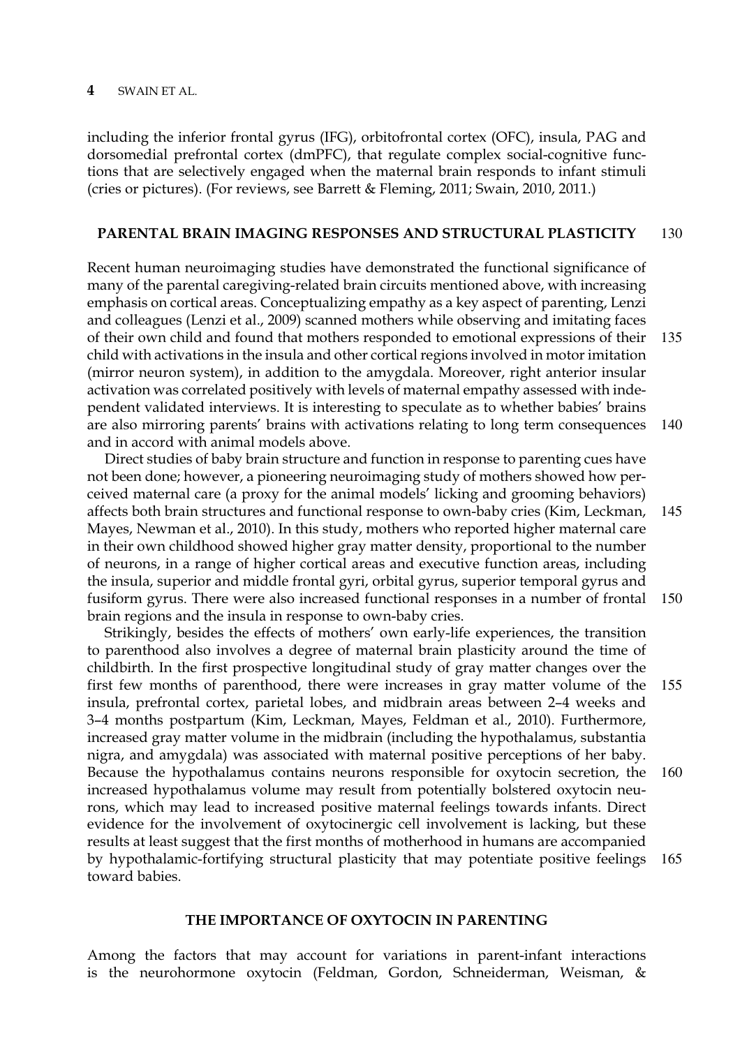including the inferior frontal gyrus (IFG), orbitofrontal cortex (OFC), insula, PAG and dorsomedial prefrontal cortex (dmPFC), that regulate complex social-cognitive functions that are selectively engaged when the maternal brain responds to infant stimuli (cries or pictures). (For reviews, see Barrett & Fleming, 2011; Swain, 2010, 2011.)

## PARENTAL BRAIN IMAGING RESPONSES AND STRUCTURAL PLASTICITY

Recent human neuroimaging studies have demonstrated the functional significance of many of the parental caregiving-related brain circuits mentioned above, with increasing emphasis on cortical areas. Conceptualizing empathy as a key aspect of parenting, Lenzi and colleagues (Lenzi et al., 2009) scanned mothers while observing and imitating faces of their own child and found that mothers responded to emotional expressions of their child with activations in the insula and other cortical regions involved in motor imitation (mirror neuron system), in addition to the amygdala. Moreover, right anterior insular activation was correlated positively with levels of maternal empathy assessed with independent validated interviews. It is interesting to speculate as to whether babies' brains are also mirroring parents' brains with activations relating to long term consequences and in accord with animal models above.

Direct studies of baby brain structure and function in response to parenting cues have not been done; however, a pioneering neuroimaging study of mothers showed how perceived maternal care (a proxy for the animal models' licking and grooming behaviors) affects both brain structures and functional response to own-baby cries (Kim, Leckman, Mayes, Newman et al., 2010). In this study, mothers who reported higher maternal care in their own childhood showed higher gray matter density, proportional to the number of neurons, in a range of higher cortical areas and executive function areas, including the insula, superior and middle frontal gyri, orbital gyrus, superior temporal gyrus and fusiform gyrus. There were also increased functional responses in a number of frontal brain regions and the insula in response to own-baby cries.

Strikingly, besides the effects of mothers' own early-life experiences, the transition to parenthood also involves a degree of maternal brain plasticity around the time of childbirth. In the first prospective longitudinal study of gray matter changes over the first few months of parenthood, there were increases in gray matter volume of the insula, prefrontal cortex, parietal lobes, and midbrain areas between 2–4 weeks and 3–4 months postpartum (Kim, Leckman, Mayes, Feldman et al., 2010). Furthermore, increased gray matter volume in the midbrain (including the hypothalamus, substantia nigra, and amygdala) was associated with maternal positive perceptions of her baby. Because the hypothalamus contains neurons responsible for oxytocin secretion, the increased hypothalamus volume may result from potentially bolstered oxytocin neurons, which may lead to increased positive maternal feelings towards infants. Direct evidence for the involvement of oxytocinergic cell involvement is lacking, but these results at least suggest that the first months of motherhood in humans are accompanied by hypothalamic-fortifying structural plasticity that may potentiate positive feelings toward babies.

## THE IMPORTANCE OF OXYTOCIN IN PARENTING

Among the factors that may account for variations in parent-infant interactions is the neurohormone oxytocin (Feldman, Gordon, Schneiderman, Weisman, &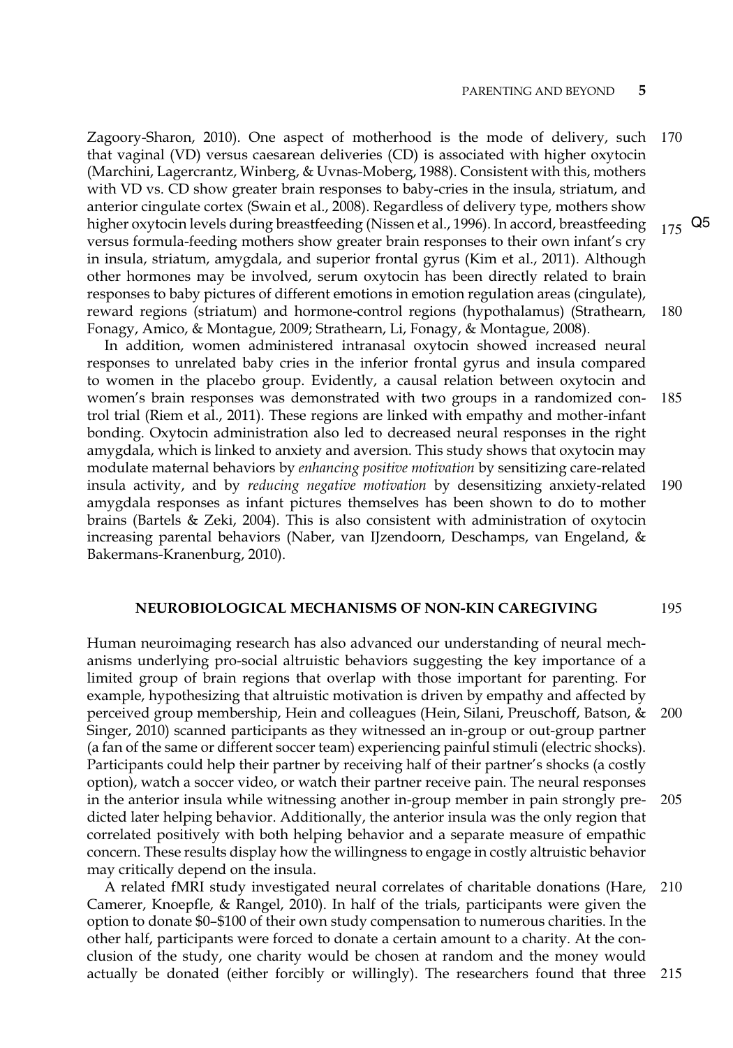Zagoory-Sharon, 2010). One aspect of motherhood is the mode of delivery, such that vaginal (VD) versus caesarean deliveries (CD) is associated with higher oxytocin (Marchini, Lagercrantz, Winberg, & Uvnas-Moberg, 1988). Consistent with this, mothers with VD vs. CD show greater brain responses to baby-cries in the insula, striatum, and anterior cingulate cortex (Swain et al., 2008). Regardless of delivery type, mothers show higher oxytocin levels during breastfeeding (Nissen et al., 1996). In accord, breastfeeding versus formula-feeding mothers show greater brain responses to their own infant's cry in insula, striatum, amygdala, and superior frontal gyrus (Kim et al., 2011). Although other hormones may be involved, serum oxytocin has been directly related to brain responses to baby pictures of different emotions in emotion regulation areas (cingulate), reward regions (striatum) and hormone-control regions (hypothalamus) (Strathearn, Fonagy, Amico, & Montague, 2009; Strathearn, Li, Fonagy, & Montague, 2008).

In addition, women administered intranasal oxytocin showed increased neural responses to unrelated baby cries in the inferior frontal gyrus and insula compared to women in the placebo group. Evidently, a causal relation between oxytocin and women's brain responses was demonstrated with two groups in a randomized control trial (Riem et al., 2011). These regions are linked with empathy and mother-infant bonding. Oxytocin administration also led to decreased neural responses in the right amygdala, which is linked to anxiety and aversion. This study shows that oxytocin may modulate maternal behaviors by *enhancing positive motivation* by sensitizing care-related insula activity, and by *reducing negative motivation* by desensitizing anxiety-related amygdala responses as infant pictures themselves has been shown to do to mother brains (Bartels & Zeki, 2004). This is also consistent with administration of oxytocin increasing parental behaviors (Naber, van IJzendoorn, Deschamps, van Engeland, & Bakermans-Kranenburg, 2010).

## NEUROBIOLOGICAL MECHANISMS OF NON-KIN CAREGIVING

Human neuroimaging research has also advanced our understanding of neural mechanisms underlying pro-social altruistic behaviors suggesting the key importance of a limited group of brain regions that overlap with those important for parenting. For example, hypothesizing that altruistic motivation is driven by empathy and affected by perceived group membership, Hein and colleagues (Hein, Silani, Preuschoff, Batson, & Singer, 2010) scanned participants as they witnessed an in-group or out-group partner (a fan of the same or different soccer team) experiencing painful stimuli (electric shocks). Participants could help their partner by receiving half of their partner's shocks (a costly option), watch a soccer video, or watch their partner receive pain. The neural responses in the anterior insula while witnessing another in-group member in pain strongly predicted later helping behavior. Additionally, the anterior insula was the only region that correlated positively with both helping behavior and a separate measure of empathic concern. These results display how the willingness to engage in costly altruistic behavior may critically depend on the insula.

A related fMRI study investigated neural correlates of charitable donations (Hare, Camerer, Knoepfle, & Rangel, 2010). In half of the trials, participants were given the option to donate $0–$100 of their own study compensation to numerous charities. In the other half, participants were forced to donate a certain amount to a charity. At the conclusion of the study, one charity would be chosen at random and the money would actually be donated (either forcibly or willingly). The researchers found that three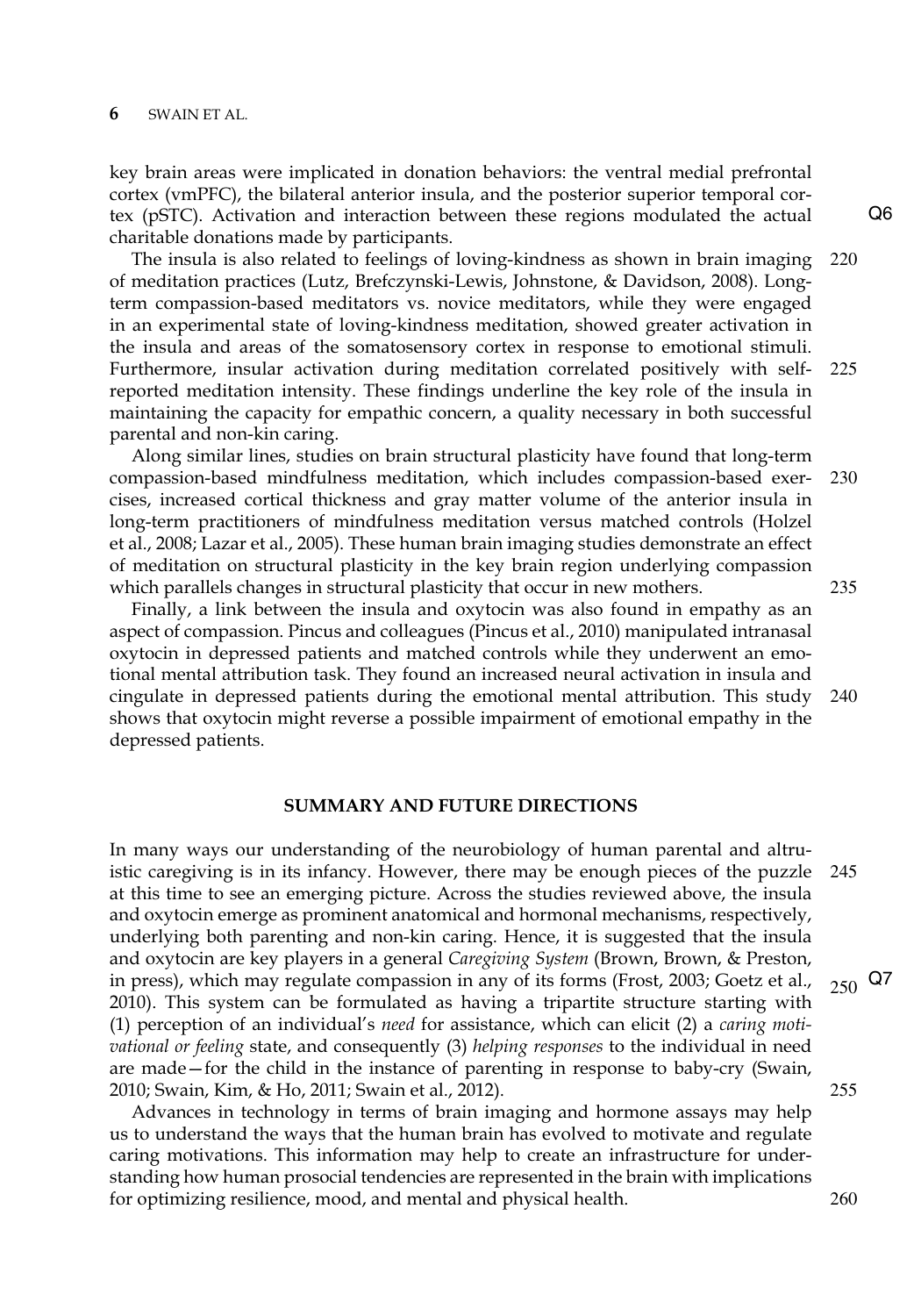key brain areas were implicated in donation behaviors: the ventral medial prefrontal cortex (vmPFC), the bilateral anterior insula, and the posterior superior temporal cortex (pSTC). Activation and interaction between these regions modulated the actual charitable donations made by participants.

The insula is also related to feelings of loving-kindness as shown in brain imaging of meditation practices (Lutz, Brefczynski-Lewis, Johnstone, & Davidson, 2008). Long-term compassion-based meditators vs. novice meditators, while they were engaged in an experimental state of loving-kindness meditation, showed greater activation in the insula and areas of the somatosensory cortex in response to emotional stimuli. Furthermore, insular activation during meditation correlated positively with self-reported meditation intensity. These findings underline the key role of the insula in maintaining the capacity for empathic concern, a quality necessary in both successful parental and non-kin caring.

Along similar lines, studies on brain structural plasticity have found that long-term compassion-based mindfulness meditation, which includes compassion-based exercises, increased cortical thickness and gray matter volume of the anterior insula in long-term practitioners of mindfulness meditation versus matched controls (Holzel et al., 2008; Lazar et al., 2005). These human brain imaging studies demonstrate an effect of meditation on structural plasticity in the key brain region underlying compassion which parallels changes in structural plasticity that occur in new mothers.

Finally, a link between the insula and oxytocin was also found in empathy as an aspect of compassion. Pincus and colleagues (Pincus et al., 2010) manipulated intranasal oxytocin in depressed patients and matched controls while they underwent an emotional mental attribution task. They found an increased neural activation in insula and cingulate in depressed patients during the emotional mental attribution. This study shows that oxytocin might reverse a possible impairment of emotional empathy in the depressed patients.

## SUMMARY AND FUTURE DIRECTIONS

In many ways our understanding of the neurobiology of human parental and altruistic caregiving is in its infancy. However, there may be enough pieces of the puzzle at this time to see an emerging picture. Across the studies reviewed above, the insula and oxytocin emerge as prominent anatomical and hormonal mechanisms, respectively, underlying both parenting and non-kin caring. Hence, it is suggested that the insula and oxytocin are key players in a general *Caregiving System* (Brown, Brown, & Preston, in press), which may regulate compassion in any of its forms (Frost, 2003; Goetz et al., 2010). This system can be formulated as having a tripartite structure starting with (1) perception of an individual's *need* for assistance, which can elicit (2) a *caring motivational or feeling* state, and consequently (3) *helping responses* to the individual in need are made—for the child in the instance of parenting in response to baby-cry (Swain, 2010; Swain, Kim, & Ho, 2011; Swain et al., 2012).

Advances in technology in terms of brain imaging and hormone assays may help us to understand the ways that the human brain has evolved to motivate and regulate caring motivations. This information may help to create an infrastructure for understanding how human prosocial tendencies are represented in the brain with implications for optimizing resilience, mood, and mental and physical health.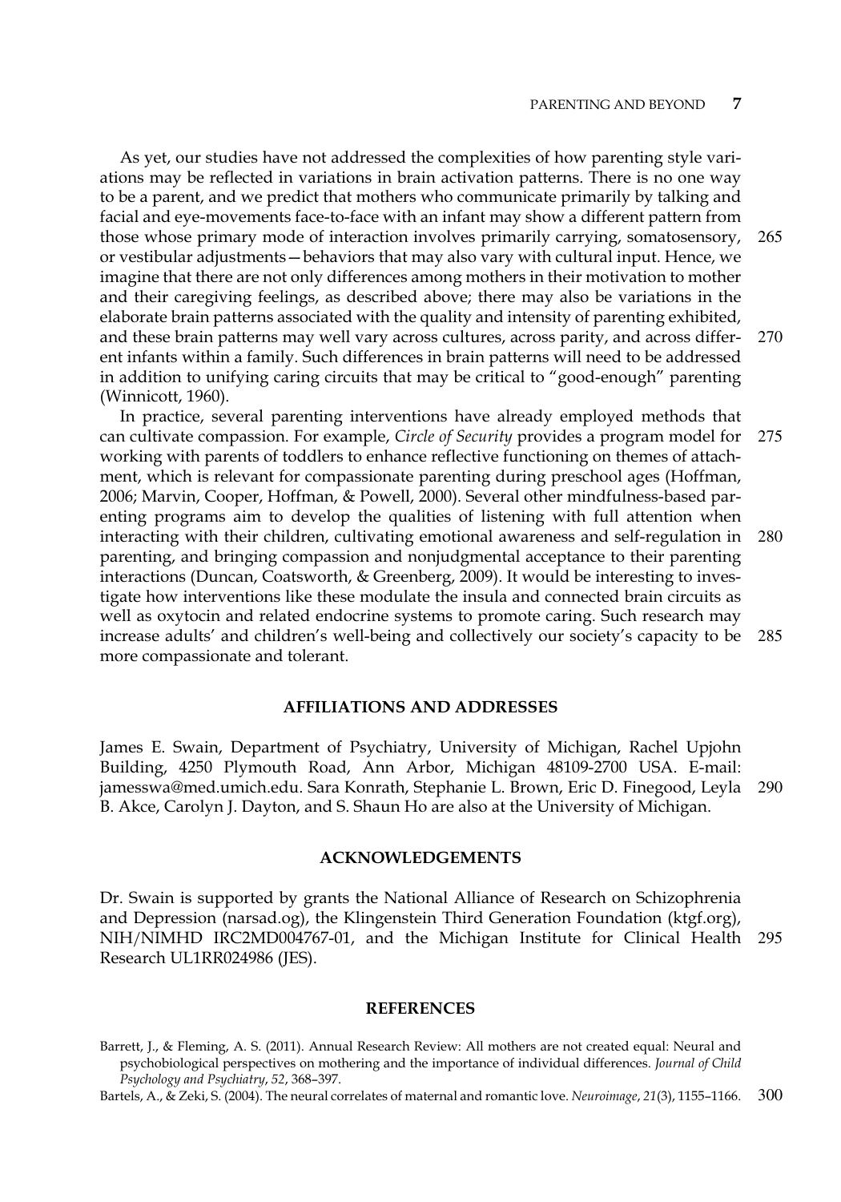As yet, our studies have not addressed the complexities of how parenting style variations may be reflected in variations in brain activation patterns. There is no one way to be a parent, and we predict that mothers who communicate primarily by talking and facial and eye-movements face-to-face with an infant may show a different pattern from those whose primary mode of interaction involves primarily carrying, somatosensory, or vestibular adjustments—behaviors that may also vary with cultural input. Hence, we imagine that there are not only differences among mothers in their motivation to mother and their caregiving feelings, as described above; there may also be variations in the elaborate brain patterns associated with the quality and intensity of parenting exhibited, and these brain patterns may well vary across cultures, across parity, and across different infants within a family. Such differences in brain patterns will need to be addressed in addition to unifying caring circuits that may be critical to "good-enough" parenting (Winnicott, 1960).

In practice, several parenting interventions have already employed methods that can cultivate compassion. For example, *Circle of Security* provides a program model for working with parents of toddlers to enhance reflective functioning on themes of attachment, which is relevant for compassionate parenting during preschool ages (Hoffman, 2006; Marvin, Cooper, Hoffman, & Powell, 2000). Several other mindfulness-based parenting programs aim to develop the qualities of listening with full attention when interacting with their children, cultivating emotional awareness and self-regulation in parenting, and bringing compassion and nonjudgmental acceptance to their parenting interactions (Duncan, Coatsworth, & Greenberg, 2009). It would be interesting to investigate how interventions like these modulate the insula and connected brain circuits as well as oxytocin and related endocrine systems to promote caring. Such research may increase adults' and children's well-being and collectively our society's capacity to be more compassionate and tolerant.

## AFFILIATIONS AND ADDRESSES

James E. Swain, Department of Psychiatry, University of Michigan, Rachel Upjohn Building, 4250 Plymouth Road, Ann Arbor, Michigan 48109-2700 USA. E-mail: jamesswa@med.umich.edu. Sara Konrath, Stephanie L. Brown, Eric D. Finegood, Leyla B. Akce, Carolyn J. Dayton, and S. Shaun Ho are also at the University of Michigan.

## ACKNOWLEDGEMENTS

Dr. Swain is supported by grants the National Alliance of Research on Schizophrenia and Depression (narsad.og), the Klingenstein Third Generation Foundation (ktgf.org), NIH/NIMHD IRC2MD004767-01, and the Michigan Institute for Clinical Health Research UL1RR024986 (JES).

## REFERENCES

Barrett, J., & Fleming, A. S. (2011). Annual Research Review: All mothers are not created equal: Neural and psychobiological perspectives on mothering and the importance of individual differences. *Journal of Child Psychology and Psychiatry*, *52*, 368–397.

Bartels, A., & Zeki, S. (2004). The neural correlates of maternal and romantic love. *Neuroimage*, *21*(3), 1155–1166.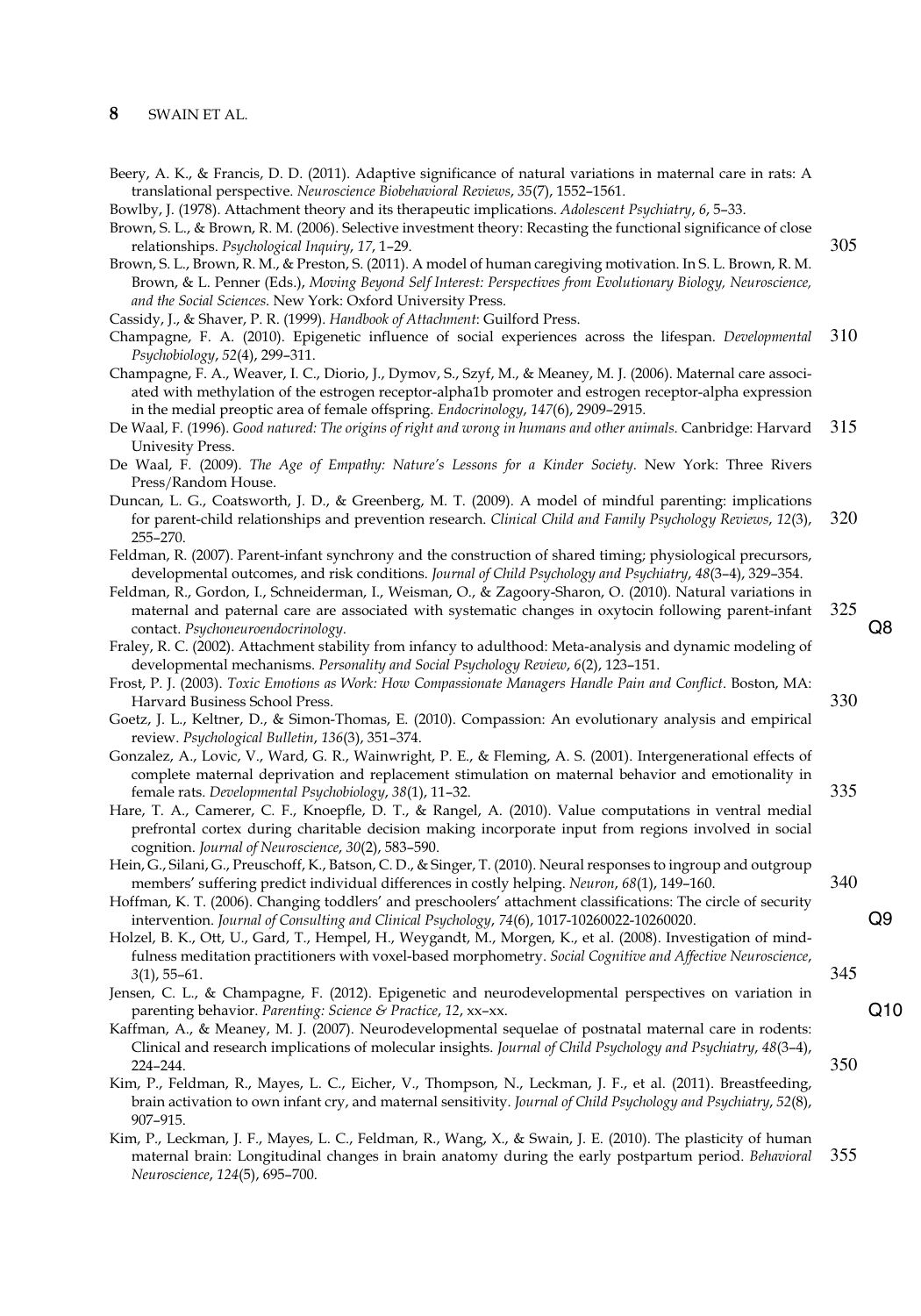Beery, A. K., & Francis, D. D. (2011). Adaptive significance of natural variations in maternal care in rats: A translational perspective. *Neuroscience Biobehavioral Reviews*, *35*(7), 1552–1561.

Bowlby, J. (1978). Attachment theory and its therapeutic implications. *Adolescent Psychiatry*, *6*, 5–33.

Brown, S. L., & Brown, R. M. (2006). Selective investment theory: Recasting the functional significance of close relationships. *Psychological Inquiry*, *17*, 1–29.

Brown, S. L., Brown, R. M., & Preston, S. (2011). A model of human caregiving motivation. In S. L. Brown, R. M. Brown, & L. Penner (Eds.), *Moving Beyond Self Interest: Perspectives from Evolutionary Biology, Neuroscience, and the Social Sciences*. New York: Oxford University Press.

Cassidy, J., & Shaver, P. R. (1999). *Handbook of Attachment*: Guilford Press.

Champagne, F. A. (2010). Epigenetic influence of social experiences across the lifespan. *Developmental Psychobiology*, *52*(4), 299–311.

Champagne, F. A., Weaver, I. C., Diorio, J., Dymov, S., Szyf, M., & Meaney, M. J. (2006). Maternal care associated with methylation of the estrogen receptor-alpha1b promoter and estrogen receptor-alpha expression in the medial preoptic area of female offspring. *Endocrinology*, *147*(6), 2909–2915.

De Waal, F. (1996). *Good natured: The origins of right and wrong in humans and other animals*. Canbridge: Harvard Univesity Press.

De Waal, F. (2009). *The Age of Empathy: Nature's Lessons for a Kinder Society*. New York: Three Rivers Press/Random House.

Duncan, L. G., Coatsworth, J. D., & Greenberg, M. T. (2009). A model of mindful parenting: implications for parent-child relationships and prevention research. *Clinical Child and Family Psychology Reviews*, *12*(3), 255–270.

Feldman, R. (2007). Parent-infant synchrony and the construction of shared timing; physiological precursors, developmental outcomes, and risk conditions. *Journal of Child Psychology and Psychiatry*, *48*(3–4), 329–354.

Feldman, R., Gordon, I., Schneiderman, I., Weisman, O., & Zagoory-Sharon, O. (2010). Natural variations in maternal and paternal care are associated with systematic changes in oxytocin following parent-infant contact. *Psychoneuroendocrinology*.

Fraley, R. C. (2002). Attachment stability from infancy to adulthood: Meta-analysis and dynamic modeling of developmental mechanisms. *Personality and Social Psychology Review*, *6*(2), 123–151.

Frost, P. J. (2003). *Toxic Emotions as Work: How Compassionate Managers Handle Pain and Conflict*. Boston, MA: Harvard Business School Press.

Goetz, J. L., Keltner, D., & Simon-Thomas, E. (2010). Compassion: An evolutionary analysis and empirical review. *Psychological Bulletin*, *136*(3), 351–374.

Gonzalez, A., Lovic, V., Ward, G. R., Wainwright, P. E., & Fleming, A. S. (2001). Intergenerational effects of complete maternal deprivation and replacement stimulation on maternal behavior and emotionality in female rats. *Developmental Psychobiology*, *38*(1), 11–32.

Hare, T. A., Camerer, C. F., Knoepfle, D. T., & Rangel, A. (2010). Value computations in ventral medial prefrontal cortex during charitable decision making incorporate input from regions involved in social cognition. *Journal of Neuroscience*, *30*(2), 583–590.

Hein, G., Silani, G., Preuschoff, K., Batson, C. D., & Singer, T. (2010). Neural responses to ingroup and outgroup members' suffering predict individual differences in costly helping. *Neuron*, *68*(1), 149–160.

Hoffman, K. T. (2006). Changing toddlers' and preschoolers' attachment classifications: The circle of security intervention. *Journal of Consulting and Clinical Psychology*, *74*(6), 1017-10260022-10260020.

Holzel, B. K., Ott, U., Gard, T., Hempel, H., Weygandt, M., Morgen, K., et al. (2008). Investigation of mindfulness meditation practitioners with voxel-based morphometry. *Social Cognitive and Affective Neuroscience*, *3*(1), 55–61.

Jensen, C. L., & Champagne, F. (2012). Epigenetic and neurodevelopmental perspectives on variation in parenting behavior. *Parenting: Science & Practice*, *12*, xx–xx.

Kaffman, A., & Meaney, M. J. (2007). Neurodevelopmental sequelae of postnatal maternal care in rodents: Clinical and research implications of molecular insights. *Journal of Child Psychology and Psychiatry*, *48*(3–4), 224–244.

Kim, P., Feldman, R., Mayes, L. C., Eicher, V., Thompson, N., Leckman, J. F., et al. (2011). Breastfeeding, brain activation to own infant cry, and maternal sensitivity. *Journal of Child Psychology and Psychiatry*, *52*(8), 907–915.

Kim, P., Leckman, J. F., Mayes, L. C., Feldman, R., Wang, X., & Swain, J. E. (2010). The plasticity of human maternal brain: Longitudinal changes in brain anatomy during the early postpartum period. *Behavioral Neuroscience*, *124*(5), 695–700.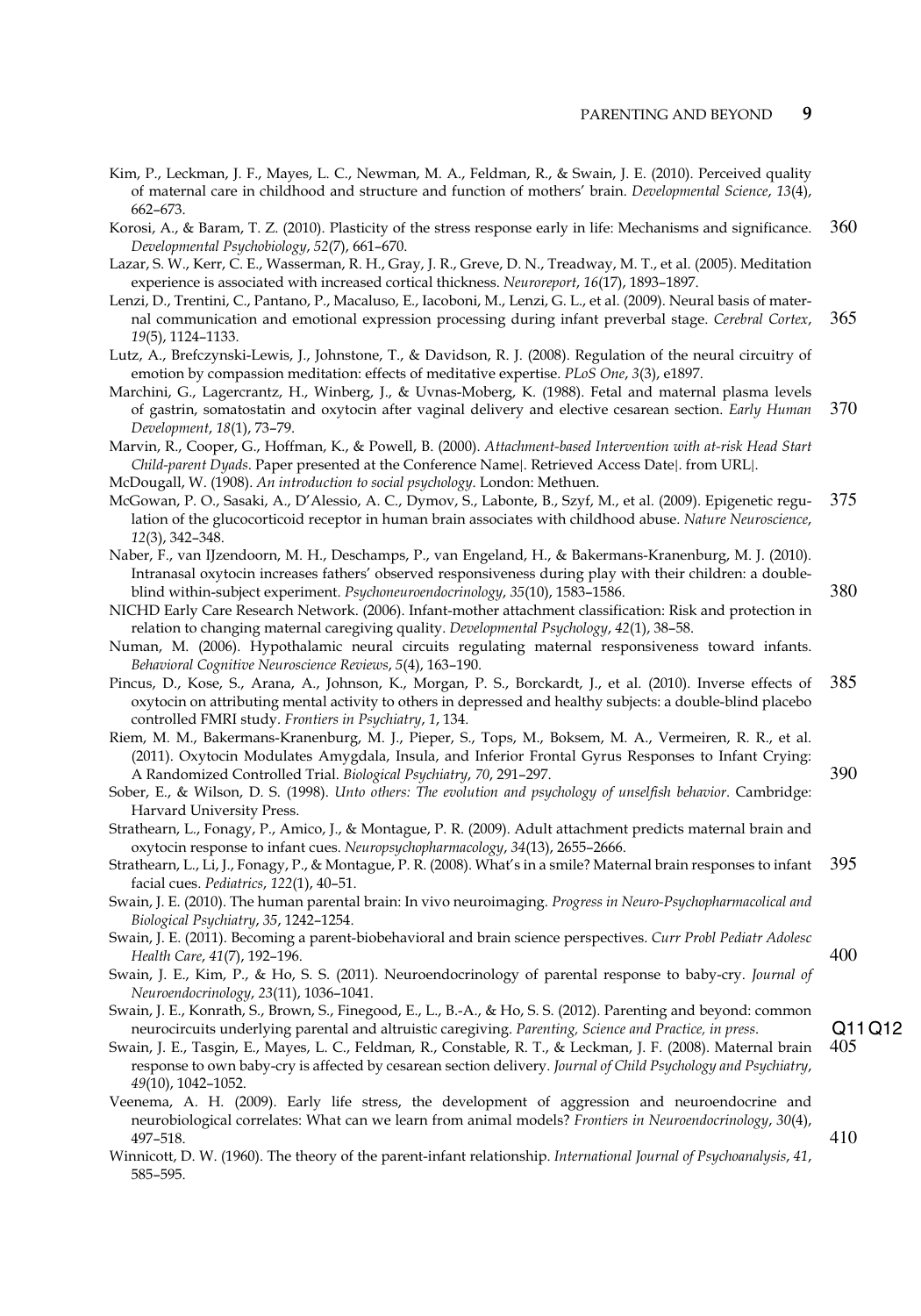Kim, P., Leckman, J. F., Mayes, L. C., Newman, M. A., Feldman, R., & Swain, J. E. (2010). Perceived quality of maternal care in childhood and structure and function of mothers' brain. *Developmental Science*, *13*(4), 662–673.

Korosi, A., & Baram, T. Z. (2010). Plasticity of the stress response early in life: Mechanisms and significance. *Developmental Psychobiology*, *52*(7), 661–670.

Lazar, S. W., Kerr, C. E., Wasserman, R. H., Gray, J. R., Greve, D. N., Treadway, M. T., et al. (2005). Meditation experience is associated with increased cortical thickness. *Neuroreport*, *16*(17), 1893–1897.

Lenzi, D., Trentini, C., Pantano, P., Macaluso, E., Iacoboni, M., Lenzi, G. L., et al. (2009). Neural basis of maternal communication and emotional expression processing during infant preverbal stage. *Cerebral Cortex*, *19*(5), 1124–1133.

Lutz, A., Brefczynski-Lewis, J., Johnstone, T., & Davidson, R. J. (2008). Regulation of the neural circuitry of emotion by compassion meditation: effects of meditative expertise. *PLoS One*, *3*(3), e1897.

Marchini, G., Lagercrantz, H., Winberg, J., & Uvnas-Moberg, K. (1988). Fetal and maternal plasma levels of gastrin, somatostatin and oxytocin after vaginal delivery and elective cesarean section. *Early Human Development*, *18*(1), 73–79.

Marvin, R., Cooper, G., Hoffman, K., & Powell, B. (2000). *Attachment-based Intervention with at-risk Head Start Child-parent Dyads*. Paper presented at the Conference Name|. Retrieved Access Date|. from URL|.

McDougall, W. (1908). *An introduction to social psychology*. London: Methuen.

McGowan, P. O., Sasaki, A., D'Alessio, A. C., Dymov, S., Labonte, B., Szyf, M., et al. (2009). Epigenetic regulation of the glucocorticoid receptor in human brain associates with childhood abuse. *Nature Neuroscience*, *12*(3), 342–348.

Naber, F., van IJzendoorn, M. H., Deschamps, P., van Engeland, H., & Bakermans-Kranenburg, M. J. (2010). Intranasal oxytocin increases fathers' observed responsiveness during play with their children: a double-blind within-subject experiment. *Psychoneuroendocrinology*, *35*(10), 1583–1586.

NICHD Early Care Research Network. (2006). Infant-mother attachment classification: Risk and protection in relation to changing maternal caregiving quality. *Developmental Psychology*, *42*(1), 38–58.

Numan, M. (2006). Hypothalamic neural circuits regulating maternal responsiveness toward infants. *Behavioral Cognitive Neuroscience Reviews*, *5*(4), 163–190.

Pincus, D., Kose, S., Arana, A., Johnson, K., Morgan, P. S., Borckardt, J., et al. (2010). Inverse effects of oxytocin on attributing mental activity to others in depressed and healthy subjects: a double-blind placebo controlled FMRI study. *Frontiers in Psychiatry*, *1*, 134.

Riem, M. M., Bakermans-Kranenburg, M. J., Pieper, S., Tops, M., Boksem, M. A., Vermeiren, R. R., et al. (2011). Oxytocin Modulates Amygdala, Insula, and Inferior Frontal Gyrus Responses to Infant Crying: A Randomized Controlled Trial. *Biological Psychiatry*, *70*, 291–297.

Sober, E., & Wilson, D. S. (1998). *Unto others: The evolution and psychology of unselfish behavior*. Cambridge: Harvard University Press.

Strathearn, L., Fonagy, P., Amico, J., & Montague, P. R. (2009). Adult attachment predicts maternal brain and oxytocin response to infant cues. *Neuropsychopharmacology*, *34*(13), 2655–2666.

Strathearn, L., Li, J., Fonagy, P., & Montague, P. R. (2008). What's in a smile? Maternal brain responses to infant facial cues. *Pediatrics*, *122*(1), 40–51.

Swain, J. E. (2010). The human parental brain: In vivo neuroimaging. *Progress in Neuro-Psychopharmacolical and Biological Psychiatry*, *35*, 1242–1254.

Swain, J. E. (2011). Becoming a parent-biobehavioral and brain science perspectives. *Curr Probl Pediatr Adolesc Health Care*, *41*(7), 192–196.

Swain, J. E., Kim, P., & Ho, S. S. (2011). Neuroendocrinology of parental response to baby-cry. *Journal of Neuroendocrinology*, *23*(11), 1036–1041.

Swain, J. E., Konrath, S., Brown, S., Finegood, E., L., B.-A., & Ho, S. S. (2012). Parenting and beyond: common neurocircuits underlying parental and altruistic caregiving. *Parenting, Science and Practice, in press*. Q11 Q12

Swain, J. E., Tasgin, E., Mayes, L. C., Feldman, R., Constable, R. T., & Leckman, J. F. (2008). Maternal brain response to own baby-cry is affected by cesarean section delivery. *Journal of Child Psychology and Psychiatry*, *49*(10), 1042–1052.

Veenema, A. H. (2009). Early life stress, the development of aggression and neuroendocrine and neurobiological correlates: What can we learn from animal models? *Frontiers in Neuroendocrinology*, *30*(4), 497–518.

Winnicott, D. W. (1960). The theory of the parent-infant relationship. *International Journal of Psychoanalysis*, *41*, 585–595.